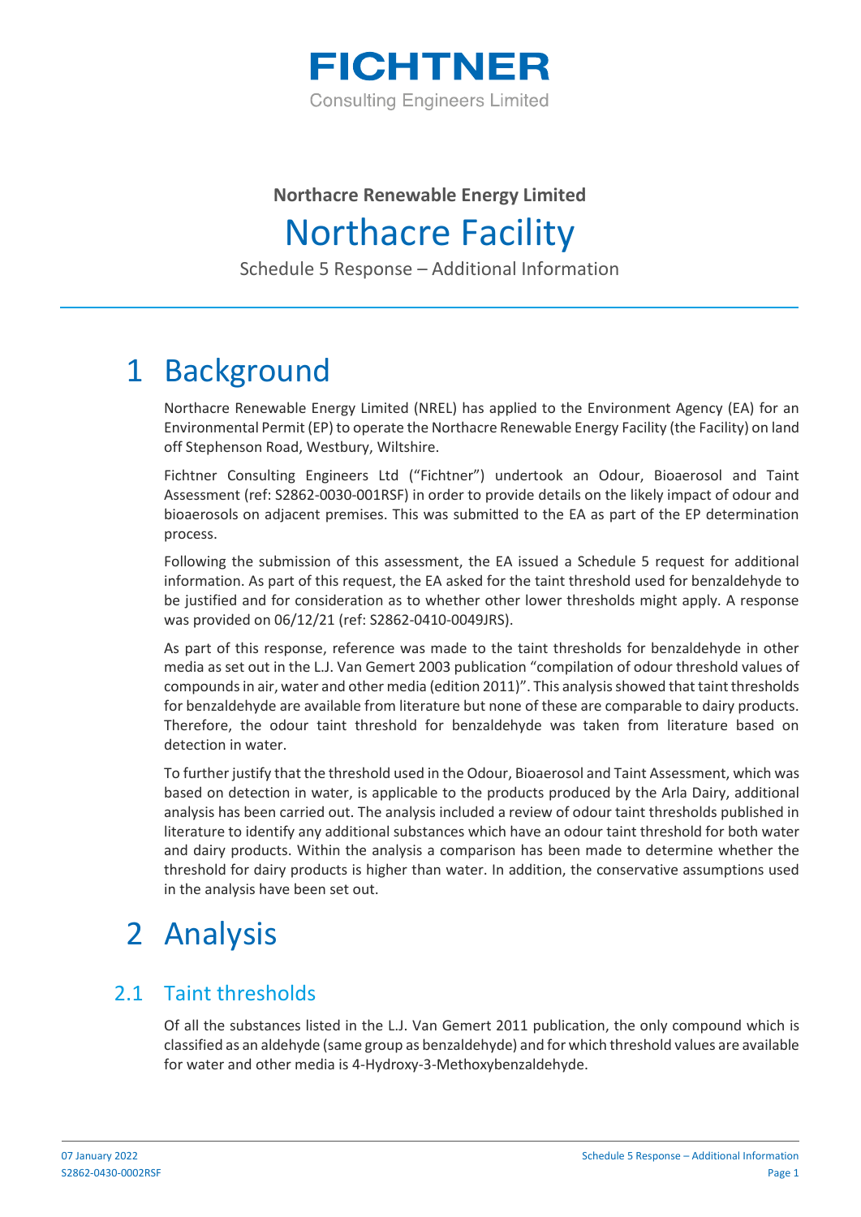FICHTNER

Consulting Engineers Limited

**Northacre Renewable Energy Limited**

# Northacre Facility

Schedule 5 Response – Additional Information

# 1 Background

Northacre Renewable Energy Limited (NREL) has applied to the Environment Agency (EA) for an Environmental Permit (EP) to operate the Northacre Renewable Energy Facility (the Facility) on land off Stephenson Road, Westbury, Wiltshire.

Fichtner Consulting Engineers Ltd ("Fichtner") undertook an Odour, Bioaerosol and Taint Assessment (ref: S2862-0030-001RSF) in order to provide details on the likely impact of odour and bioaerosols on adjacent premises. This was submitted to the EA as part of the EP determination process.

Following the submission of this assessment, the EA issued a Schedule 5 request for additional information. As part of this request, the EA asked for the taint threshold used for benzaldehyde to be justified and for consideration as to whether other lower thresholds might apply. A response was provided on 06/12/21 (ref: S2862-0410-0049JRS).

As part of this response, reference was made to the taint thresholds for benzaldehyde in other media as set out in the L.J. Van Gemert 2003 publication "compilation of odour threshold values of compounds in air, water and other media (edition 2011)". This analysis showed that taint thresholds for benzaldehyde are available from literature but none of these are comparable to dairy products. Therefore, the odour taint threshold for benzaldehyde was taken from literature based on detection in water.

To further justify that the threshold used in the Odour, Bioaerosol and Taint Assessment, which was based on detection in water, is applicable to the products produced by the Arla Dairy, additional analysis has been carried out. The analysis included a review of odour taint thresholds published in literature to identify any additional substances which have an odour taint threshold for both water and dairy products. Within the analysis a comparison has been made to determine whether the threshold for dairy products is higher than water. In addition, the conservative assumptions used in the analysis have been set out.

# 2 Analysis

## 2.1 Taint thresholds

Of all the substances listed in the L.J. Van Gemert 2011 publication, the only compound which is classified as an aldehyde (same group as benzaldehyde) and for which threshold values are available for water and other media is 4-Hydroxy-3-Methoxybenzaldehyde.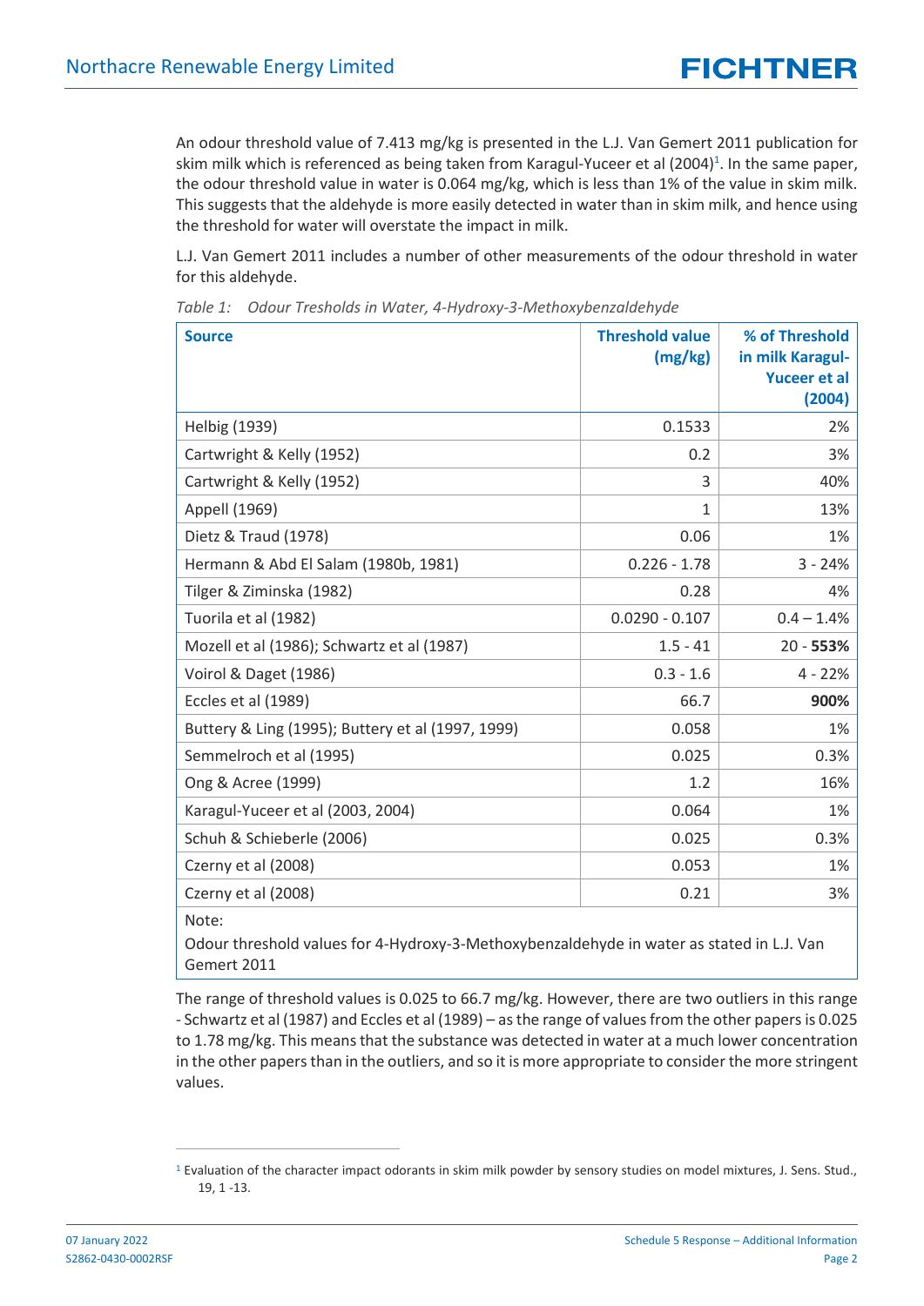An odour threshold value of 7.413 mg/kg is presented in the L.J. Van Gemert 2011 publication for skim milk which is referenced as being taken from Karagul-Yuceer et al (2004)[1]. In the same paper, the odour threshold value in water is 0.064 mg/kg, which is less than 1% of the value in skim milk. This suggests that the aldehyde is more easily detected in water than in skim milk, and hence using the threshold for water will overstate the impact in milk.

L.J. Van Gemert 2011 includes a number of other measurements of the odour threshold in water for this aldehyde.

*Table 1: Odour Tresholds in Water, 4-Hydroxy-3-Methoxybenzaldehyde*

| Source | Threshold value (mg/kg) | % of Threshold in milk Karagul-Yuceer et al (2004) |
|---|---:|---:|
| Helbig (1939) | 0.1533 | 2% |
| Cartwright & Kelly (1952) | 0.2 | 3% |
| Cartwright & Kelly (1952) | 3 | 40% |
| Appell (1969) | 1 | 13% |
| Dietz & Traud (1978) | 0.06 | 1% |
| Hermann & Abd El Salam (1980b, 1981) | 0.226 - 1.78 | 3 - 24% |
| Tilger & Ziminska (1982) | 0.28 | 4% |
| Tuorila et al (1982) | 0.0290 - 0.107 | 0.4 – 1.4% |
| Mozell et al (1986); Schwartz et al (1987) | 1.5 - 41 | 20 - **553%** |
| Voirol & Daget (1986) | 0.3 - 1.6 | 4 - 22% |
| Eccles et al (1989) | 66.7 | **900%** |
| Buttery & Ling (1995); Buttery et al (1997, 1999) | 0.058 | 1% |
| Semmelroch et al (1995) | 0.025 | 0.3% |
| Ong & Acree (1999) | 1.2 | 16% |
| Karagul-Yuceer et al (2003, 2004) | 0.064 | 1% |
| Schuh & Schieberle (2006) | 0.025 | 0.3% |
| Czerny et al (2008) | 0.053 | 1% |
| Czerny et al (2008) | 0.21 | 3% |

Note:
Odour threshold values for 4-Hydroxy-3-Methoxybenzaldehyde in water as stated in L.J. Van Gemert 2011

The range of threshold values is 0.025 to 66.7 mg/kg. However, there are two outliers in this range - Schwartz et al (1987) and Eccles et al (1989) – as the range of values from the other papers is 0.025 to 1.78 mg/kg. This means that the substance was detected in water at a much lower concentration in the other papers than in the outliers, and so it is more appropriate to consider the more stringent values.

[1] Evaluation of the character impact odorants in skim milk powder by sensory studies on model mixtures, J. Sens. Stud., 19, 1 -13.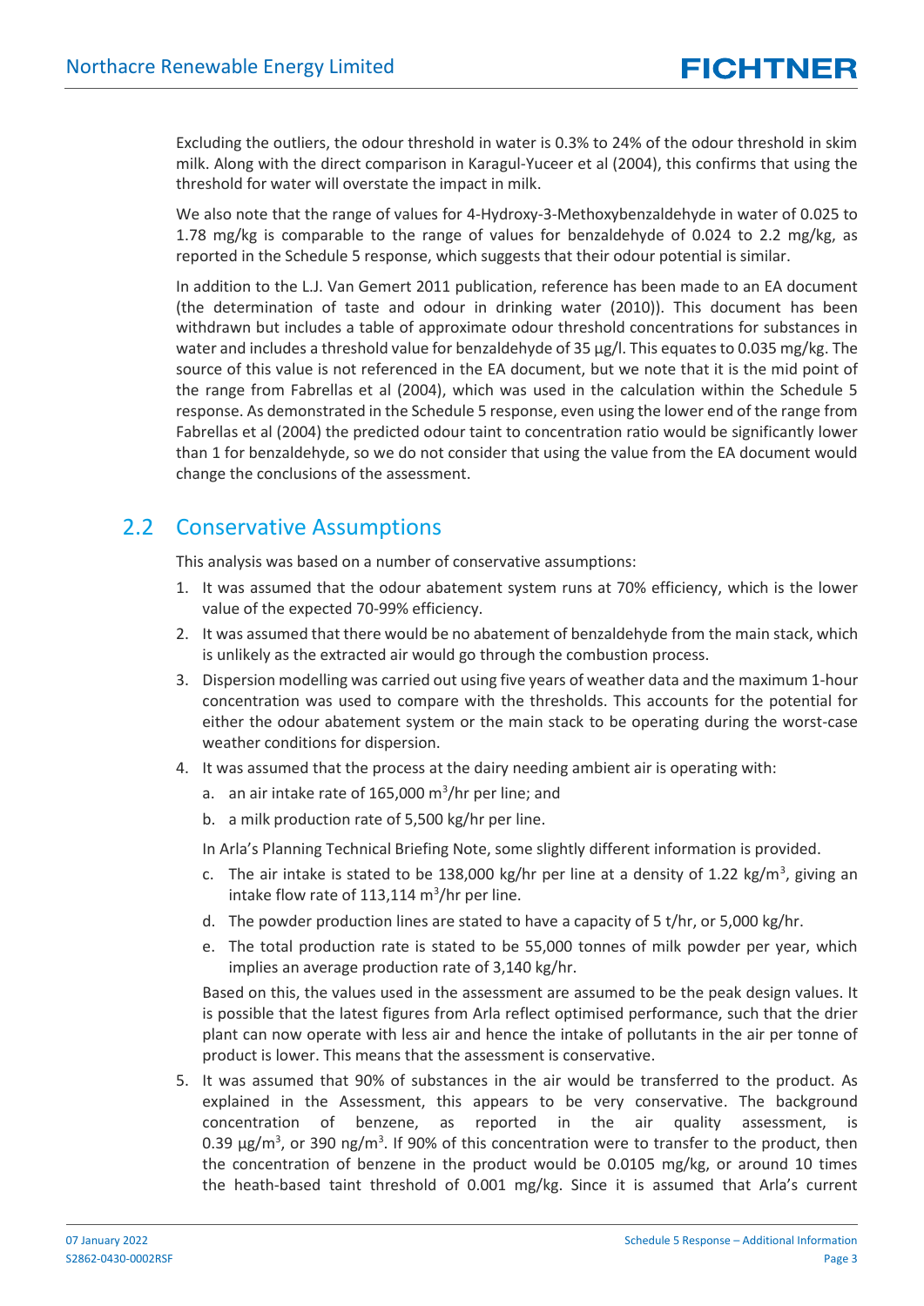Excluding the outliers, the odour threshold in water is 0.3% to 24% of the odour threshold in skim milk. Along with the direct comparison in Karagul-Yuceer et al (2004), this confirms that using the threshold for water will overstate the impact in milk.

We also note that the range of values for 4-Hydroxy-3-Methoxybenzaldehyde in water of 0.025 to 1.78 mg/kg is comparable to the range of values for benzaldehyde of 0.024 to 2.2 mg/kg, as reported in the Schedule 5 response, which suggests that their odour potential is similar.

In addition to the L.J. Van Gemert 2011 publication, reference has been made to an EA document (the determination of taste and odour in drinking water (2010)). This document has been withdrawn but includes a table of approximate odour threshold concentrations for substances in water and includes a threshold value for benzaldehyde of 35 µg/l. This equates to 0.035 mg/kg. The source of this value is not referenced in the EA document, but we note that it is the mid point of the range from Fabrellas et al (2004), which was used in the calculation within the Schedule 5 response. As demonstrated in the Schedule 5 response, even using the lower end of the range from Fabrellas et al (2004) the predicted odour taint to concentration ratio would be significantly lower than 1 for benzaldehyde, so we do not consider that using the value from the EA document would change the conclusions of the assessment.

## 2.2 Conservative Assumptions

This analysis was based on a number of conservative assumptions:

1. It was assumed that the odour abatement system runs at 70% efficiency, which is the lower value of the expected 70-99% efficiency.
2. It was assumed that there would be no abatement of benzaldehyde from the main stack, which is unlikely as the extracted air would go through the combustion process.
3. Dispersion modelling was carried out using five years of weather data and the maximum 1-hour concentration was used to compare with the thresholds. This accounts for the potential for either the odour abatement system or the main stack to be operating during the worst-case weather conditions for dispersion.
4. It was assumed that the process at the dairy needing ambient air is operating with:
   a. an air intake rate of 165,000 $m^3$/hr per line; and
   b. a milk production rate of 5,500 kg/hr per line.

   In Arla's Planning Technical Briefing Note, some slightly different information is provided.

   c. The air intake is stated to be 138,000 kg/hr per line at a density of 1.22 kg/$m^3$, giving an intake flow rate of 113,114 $m^3$/hr per line.
   d. The powder production lines are stated to have a capacity of 5 t/hr, or 5,000 kg/hr.
   e. The total production rate is stated to be 55,000 tonnes of milk powder per year, which implies an average production rate of 3,140 kg/hr.

   Based on this, the values used in the assessment are assumed to be the peak design values. It is possible that the latest figures from Arla reflect optimised performance, such that the drier plant can now operate with less air and hence the intake of pollutants in the air per tonne of product is lower. This means that the assessment is conservative.
5. It was assumed that 90% of substances in the air would be transferred to the product. As explained in the Assessment, this appears to be very conservative. The background concentration of benzene, as reported in the air quality assessment, is 0.39 µg/$m^3$, or 390 ng/$m^3$. If 90% of this concentration were to transfer to the product, then the concentration of benzene in the product would be 0.0105 mg/kg, or around 10 times the heath-based taint threshold of 0.001 mg/kg. Since it is assumed that Arla's current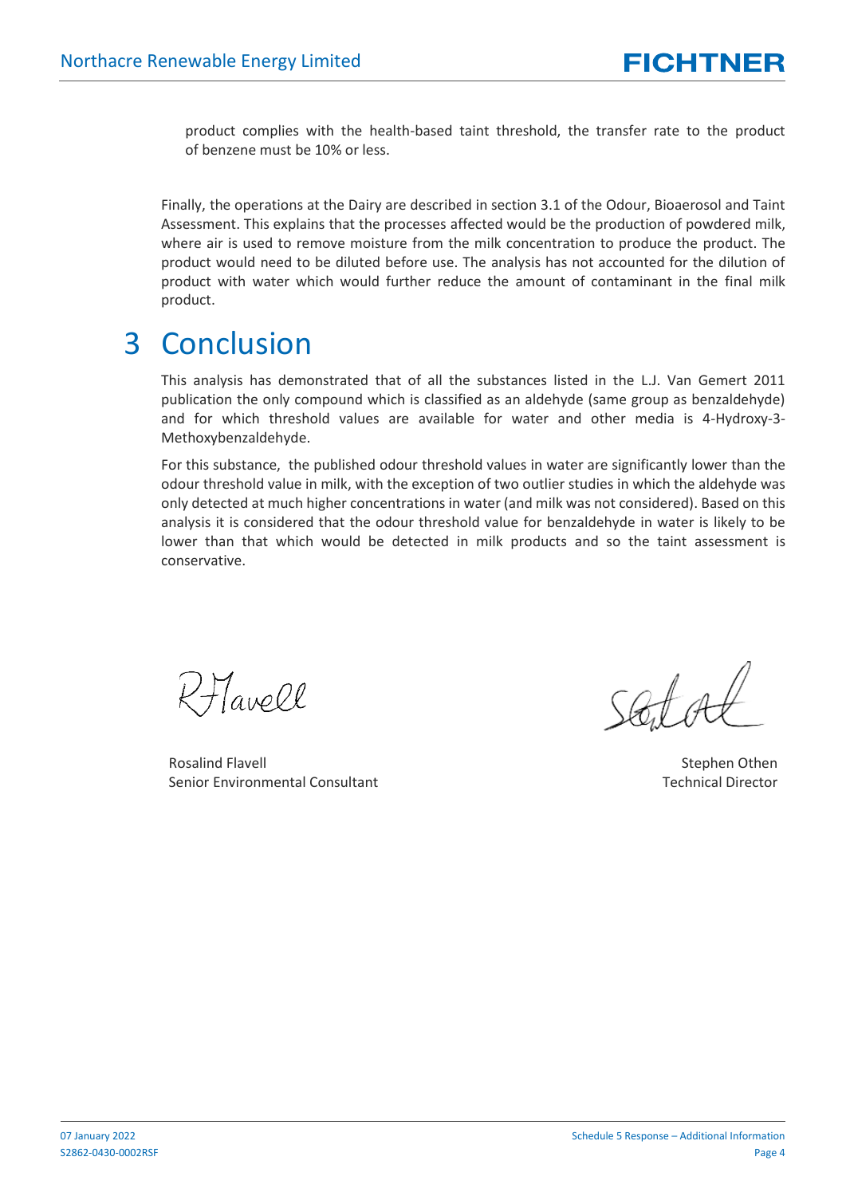product complies with the health-based taint threshold, the transfer rate to the product of benzene must be 10% or less.

Finally, the operations at the Dairy are described in section 3.1 of the Odour, Bioaerosol and Taint Assessment. This explains that the processes affected would be the production of powdered milk, where air is used to remove moisture from the milk concentration to produce the product. The product would need to be diluted before use. The analysis has not accounted for the dilution of product with water which would further reduce the amount of contaminant in the final milk product.

# 3 Conclusion

This analysis has demonstrated that of all the substances listed in the L.J. Van Gemert 2011 publication the only compound which is classified as an aldehyde (same group as benzaldehyde) and for which threshold values are available for water and other media is 4-Hydroxy-3-Methoxybenzaldehyde.

For this substance, the published odour threshold values in water are significantly lower than the odour threshold value in milk, with the exception of two outlier studies in which the aldehyde was only detected at much higher concentrations in water (and milk was not considered). Based on this analysis it is considered that the odour threshold value for benzaldehyde in water is likely to be lower than that which would be detected in milk products and so the taint assessment is conservative.

Rosalind Flavell
Senior Environmental Consultant

Stephen Othen
Technical Director